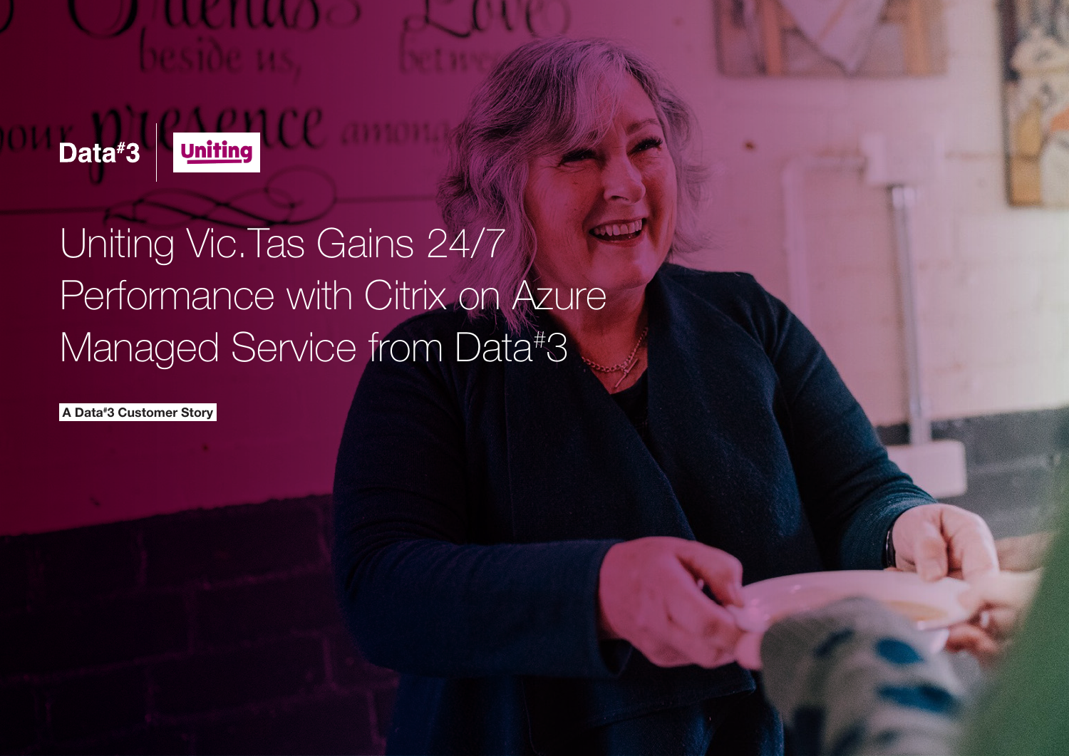Data#3 | Uniting

# Uniting Vic.Tas Gains 24/7 Performance with Citrix on Azure Managed Service from Data#3

**A Data#3 Customer Story**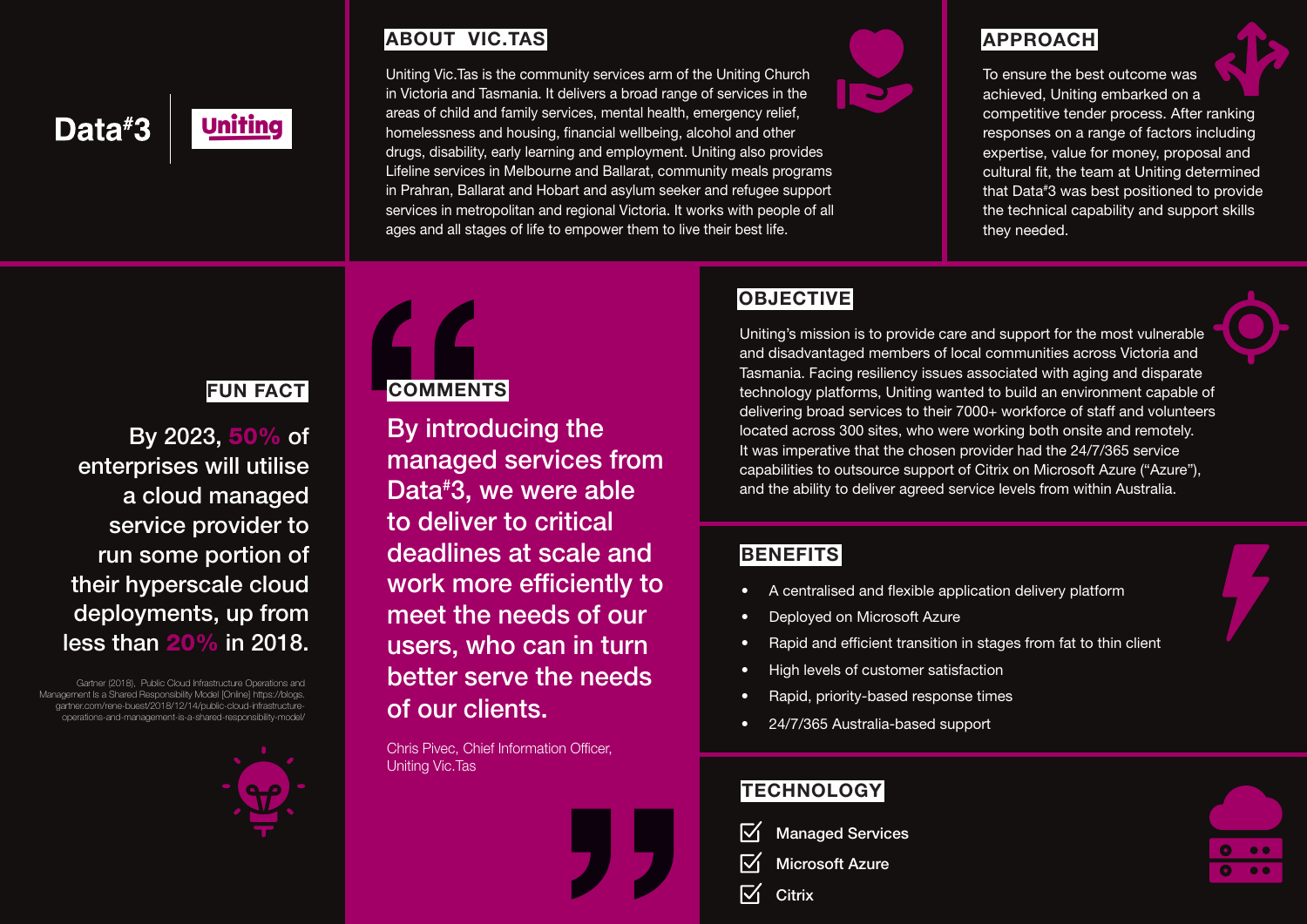Data#3 | Uniting

## ABOUT VIC.TAS

Uniting Vic.Tas is the community services arm of the Uniting Church in Victoria and Tasmania. It delivers a broad range of services in the areas of child and family services, mental health, emergency relief, homelessness and housing, financial wellbeing, alcohol and other drugs, disability, early learning and employment. Uniting also provides Lifeline services in Melbourne and Ballarat, community meals programs in Prahran, Ballarat and Hobart and asylum seeker and refugee support services in metropolitan and regional Victoria. It works with people of all ages and all stages of life to empower them to live their best life.

## APPROACH

To ensure the best outcome was achieved, Uniting embarked on a competitive tender process. After ranking responses on a range of factors including expertise, value for money, proposal and cultural fit, the team at Uniting determined that Data#3 was best positioned to provide the technical capability and support skills they needed.

## FUN FACT

By 2023, **50%** of enterprises will utilise a cloud managed service provider to run some portion of their hyperscale cloud deployments, up from less than **20%** in 2018.

Gartner (2018), Public Cloud Infrastructure Operations and Management is a Shared Responsibility Model [Online] https://blogs.gartner.com/rene-buest/2018/12/14/public-cloud-infrastructure-operations-and-management-is-a-shared-responsibility-model/

## COMMENTS

> By introducing the managed services from Data#3, we were able to deliver to critical deadlines at scale and work more efficiently to meet the needs of our users, who can in turn better serve the needs of our clients.

Chris Pivec, Chief Information Officer, Uniting Vic.Tas

## OBJECTIVE

Uniting's mission is to provide care and support for the most vulnerable and disadvantaged members of local communities across Victoria and Tasmania. Facing resiliency issues associated with aging and disparate technology platforms, Uniting wanted to build an environment capable of delivering broad services to their 7000+ workforce of staff and volunteers located across 300 sites, who were working both onsite and remotely. It was imperative that the chosen provider had the 24/7/365 service capabilities to outsource support of Citrix on Microsoft Azure ("Azure"), and the ability to deliver agreed service levels from within Australia.

## BENEFITS

- A centralised and flexible application delivery platform
- Deployed on Microsoft Azure
- Rapid and efficient transition in stages from fat to thin client
- High levels of customer satisfaction
- Rapid, priority-based response times
- 24/7/365 Australia-based support

## TECHNOLOGY

- [x] Managed Services
- [x] Microsoft Azure
- [x] Citrix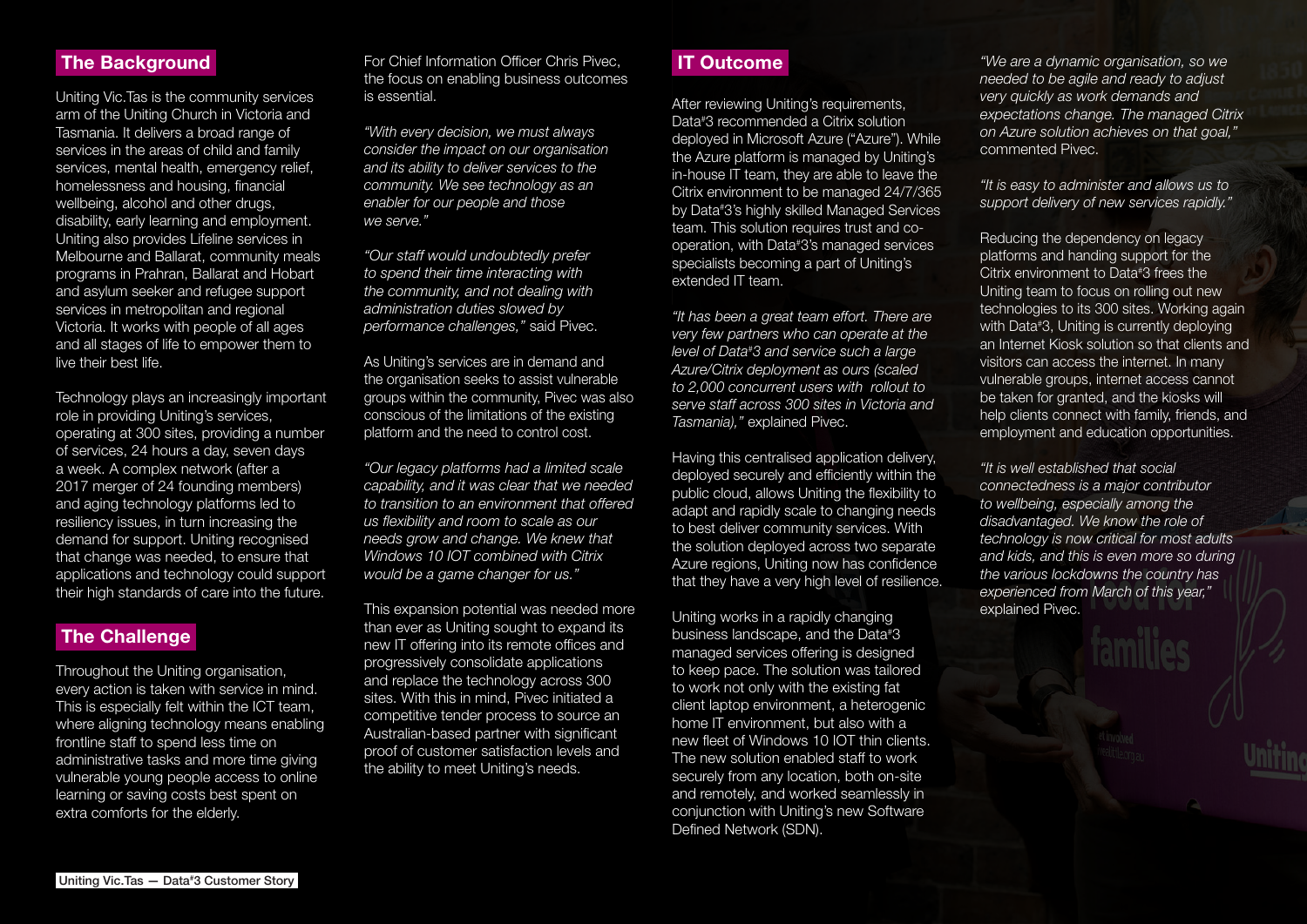## The Background

Uniting Vic.Tas is the community services arm of the Uniting Church in Victoria and Tasmania. It delivers a broad range of services in the areas of child and family services, mental health, emergency relief, homelessness and housing, financial wellbeing, alcohol and other drugs, disability, early learning and employment. Uniting also provides Lifeline services in Melbourne and Ballarat, community meals programs in Prahran, Ballarat and Hobart and asylum seeker and refugee support services in metropolitan and regional Victoria. It works with people of all ages and all stages of life to empower them to live their best life.

Technology plays an increasingly important role in providing Uniting's services, operating at 300 sites, providing a number of services, 24 hours a day, seven days a week. A complex network (after a 2017 merger of 24 founding members) and aging technology platforms led to resiliency issues, in turn increasing the demand for support. Uniting recognised that change was needed, to ensure that applications and technology could support their high standards of care into the future.

## The Challenge

Throughout the Uniting organisation, every action is taken with service in mind. This is especially felt within the ICT team, where aligning technology means enabling frontline staff to spend less time on administrative tasks and more time giving vulnerable young people access to online learning or saving costs best spent on extra comforts for the elderly.

For Chief Information Officer Chris Pivec, the focus on enabling business outcomes is essential.

*"With every decision, we must always consider the impact on our organisation and its ability to deliver services to the community. We see technology as an enabler for our people and those we serve."*

*"Our staff would undoubtedly prefer to spend their time interacting with the community, and not dealing with administration duties slowed by performance challenges,"* said Pivec.

As Uniting's services are in demand and the organisation seeks to assist vulnerable groups within the community, Pivec was also conscious of the limitations of the existing platform and the need to control cost.

*"Our legacy platforms had a limited scale capability, and it was clear that we needed to transition to an environment that offered us flexibility and room to scale as our needs grow and change. We knew that Windows 10 IOT combined with Citrix would be a game changer for us."*

This expansion potential was needed more than ever as Uniting sought to expand its new IT offering into its remote offices and progressively consolidate applications and replace the technology across 300 sites. With this in mind, Pivec initiated a competitive tender process to source an Australian-based partner with significant proof of customer satisfaction levels and the ability to meet Uniting's needs.

## IT Outcome

After reviewing Uniting's requirements, Data#3 recommended a Citrix solution deployed in Microsoft Azure ("Azure"). While the Azure platform is managed by Uniting's in-house IT team, they are able to leave the Citrix environment to be managed 24/7/365 by Data#3's highly skilled Managed Services team. This solution requires trust and co-operation, with Data#3's managed services specialists becoming a part of Uniting's extended IT team.

*"It has been a great team effort. There are very few partners who can operate at the level of Data#3 and service such a large Azure/Citrix deployment as ours (scaled to 2,000 concurrent users with rollout to serve staff across 300 sites in Victoria and Tasmania),"* explained Pivec.

Having this centralised application delivery, deployed securely and efficiently within the public cloud, allows Uniting the flexibility to adapt and rapidly scale to changing needs to best deliver community services. With the solution deployed across two separate Azure regions, Uniting now has confidence that they have a very high level of resilience.

Uniting works in a rapidly changing business landscape, and the Data#3 managed services offering is designed to keep pace. The solution was tailored to work not only with the existing fat client laptop environment, a heterogenic home IT environment, but also with a new fleet of Windows 10 IOT thin clients. The new solution enabled staff to work securely from any location, both on-site and remotely, and worked seamlessly in conjunction with Uniting's new Software Defined Network (SDN).

*"We are a dynamic organisation, so we needed to be agile and ready to adjust very quickly as work demands and expectations change. The managed Citrix on Azure solution achieves on that goal,"* commented Pivec.

*"It is easy to administer and allows us to support delivery of new services rapidly."*

Reducing the dependency on legacy platforms and handing support for the Citrix environment to Data#3 frees the Uniting team to focus on rolling out new technologies to its 300 sites. Working again with Data#3, Uniting is currently deploying an Internet Kiosk solution so that clients and visitors can access the internet. In many vulnerable groups, internet access cannot be taken for granted, and the kiosks will help clients connect with family, friends, and employment and education opportunities.

*"It is well established that social connectedness is a major contributor to wellbeing, especially among the disadvantaged. We know the role of technology is now critical for most adults and kids, and this is even more so during the various lockdowns the country has experienced from March of this year,"* explained Pivec.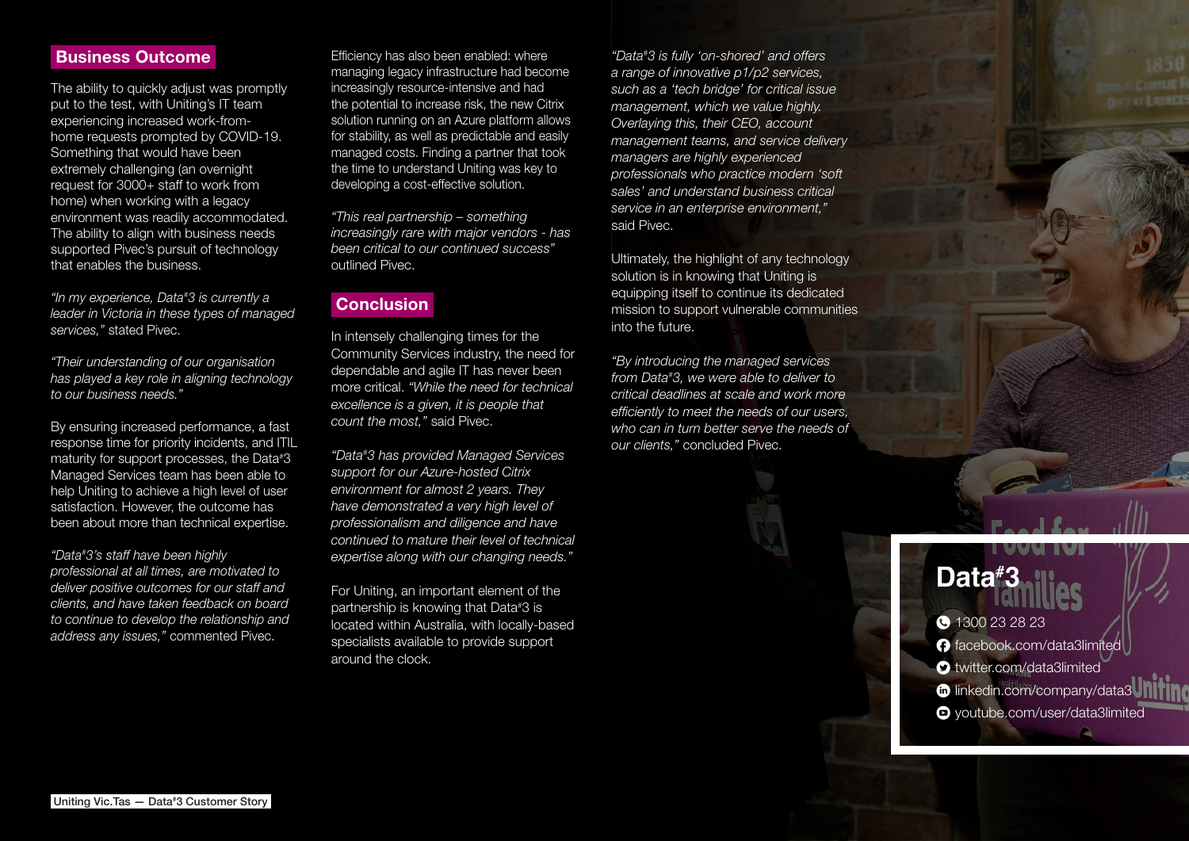## Business Outcome

The ability to quickly adjust was promptly put to the test, with Uniting's IT team experiencing increased work-from-home requests prompted by COVID-19. Something that would have been extremely challenging (an overnight request for 3000+ staff to work from home) when working with a legacy environment was readily accommodated. The ability to align with business needs supported Pivec's pursuit of technology that enables the business.

*"In my experience, Data#3 is currently a leader in Victoria in these types of managed services,"* stated Pivec.

*"Their understanding of our organisation has played a key role in aligning technology to our business needs."*

By ensuring increased performance, a fast response time for priority incidents, and ITIL maturity for support processes, the Data#3 Managed Services team has been able to help Uniting to achieve a high level of user satisfaction. However, the outcome has been about more than technical expertise.

*"Data#3's staff have been highly professional at all times, are motivated to deliver positive outcomes for our staff and clients, and have taken feedback on board to continue to develop the relationship and address any issues,"* commented Pivec.

Efficiency has also been enabled: where managing legacy infrastructure had become increasingly resource-intensive and had the potential to increase risk, the new Citrix solution running on an Azure platform allows for stability, as well as predictable and easily managed costs. Finding a partner that took the time to understand Uniting was key to developing a cost-effective solution.

*"This real partnership – something increasingly rare with major vendors - has been critical to our continued success"* outlined Pivec.

## Conclusion

In intensely challenging times for the Community Services industry, the need for dependable and agile IT has never been more critical. *"While the need for technical excellence is a given, it is people that count the most,"* said Pivec.

*"Data#3 has provided Managed Services support for our Azure-hosted Citrix environment for almost 2 years. They have demonstrated a very high level of professionalism and diligence and have continued to mature their level of technical expertise along with our changing needs."*

For Uniting, an important element of the partnership is knowing that Data#3 is located within Australia, with locally-based specialists available to provide support around the clock.

*"Data#3 is fully 'on-shored' and offers a range of innovative p1/p2 services, such as a 'tech bridge' for critical issue management, which we value highly. Overlaying this, their CEO, account management teams, and service delivery managers are highly experienced professionals who practice modern 'soft sales' and understand business critical service in an enterprise environment,"* said Pivec.

Ultimately, the highlight of any technology solution is in knowing that Uniting is equipping itself to continue its dedicated mission to support vulnerable communities into the future.

*"By introducing the managed services from Data#3, we were able to deliver to critical deadlines at scale and work more efficiently to meet the needs of our users, who can in turn better serve the needs of our clients,"* concluded Pivec.

**Data#3**

1300 23 28 23
facebook.com/data3limited
twitter.com/data3limited
linkedin.com/company/data3
youtube.com/user/data3limited